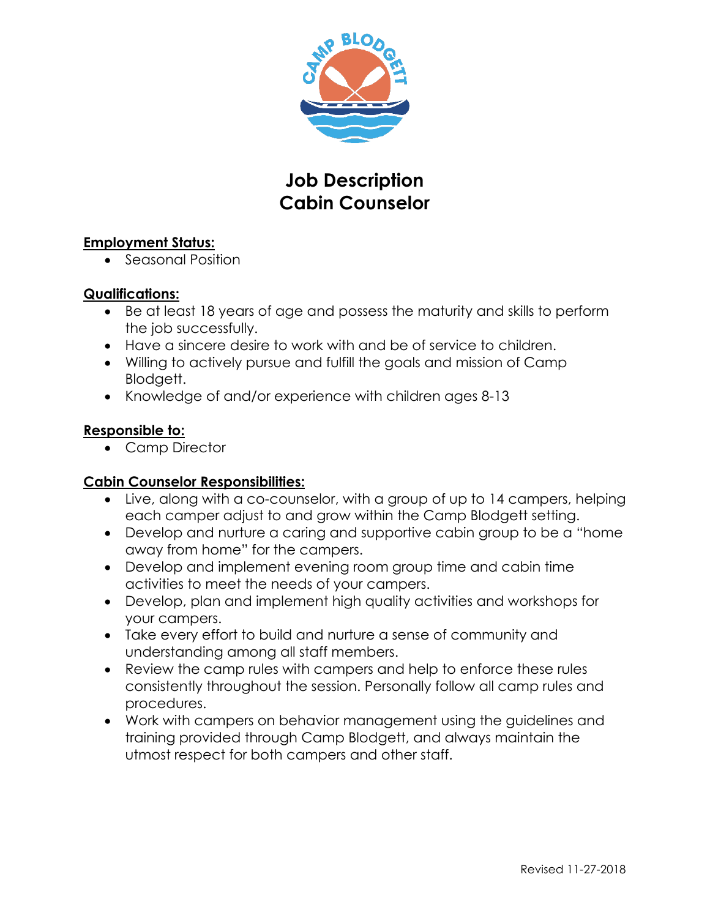# Job Description
# Cabin Counselor

**Employment Status:**

- Seasonal Position

**Qualifications:**

- Be at least 18 years of age and possess the maturity and skills to perform the job successfully.
- Have a sincere desire to work with and be of service to children.
- Willing to actively pursue and fulfill the goals and mission of Camp Blodgett.
- Knowledge of and/or experience with children ages 8-13

**Responsible to:**

- Camp Director

**Cabin Counselor Responsibilities:**

- Live, along with a co-counselor, with a group of up to 14 campers, helping each camper adjust to and grow within the Camp Blodgett setting.
- Develop and nurture a caring and supportive cabin group to be a "home away from home" for the campers.
- Develop and implement evening room group time and cabin time activities to meet the needs of your campers.
- Develop, plan and implement high quality activities and workshops for your campers.
- Take every effort to build and nurture a sense of community and understanding among all staff members.
- Review the camp rules with campers and help to enforce these rules consistently throughout the session. Personally follow all camp rules and procedures.
- Work with campers on behavior management using the guidelines and training provided through Camp Blodgett, and always maintain the utmost respect for both campers and other staff.

Revised 11-27-2018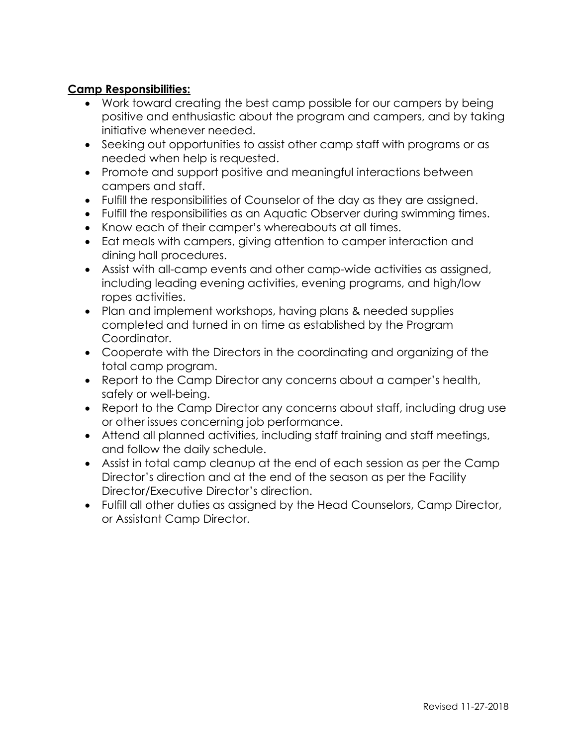**Camp Responsibilities:**

- Work toward creating the best camp possible for our campers by being positive and enthusiastic about the program and campers, and by taking initiative whenever needed.
- Seeking out opportunities to assist other camp staff with programs or as needed when help is requested.
- Promote and support positive and meaningful interactions between campers and staff.
- Fulfill the responsibilities of Counselor of the day as they are assigned.
- Fulfill the responsibilities as an Aquatic Observer during swimming times.
- Know each of their camper's whereabouts at all times.
- Eat meals with campers, giving attention to camper interaction and dining hall procedures.
- Assist with all-camp events and other camp-wide activities as assigned, including leading evening activities, evening programs, and high/low ropes activities.
- Plan and implement workshops, having plans & needed supplies completed and turned in on time as established by the Program Coordinator.
- Cooperate with the Directors in the coordinating and organizing of the total camp program.
- Report to the Camp Director any concerns about a camper's health, safely or well-being.
- Report to the Camp Director any concerns about staff, including drug use or other issues concerning job performance.
- Attend all planned activities, including staff training and staff meetings, and follow the daily schedule.
- Assist in total camp cleanup at the end of each session as per the Camp Director's direction and at the end of the season as per the Facility Director/Executive Director's direction.
- Fulfill all other duties as assigned by the Head Counselors, Camp Director, or Assistant Camp Director.

Revised 11-27-2018